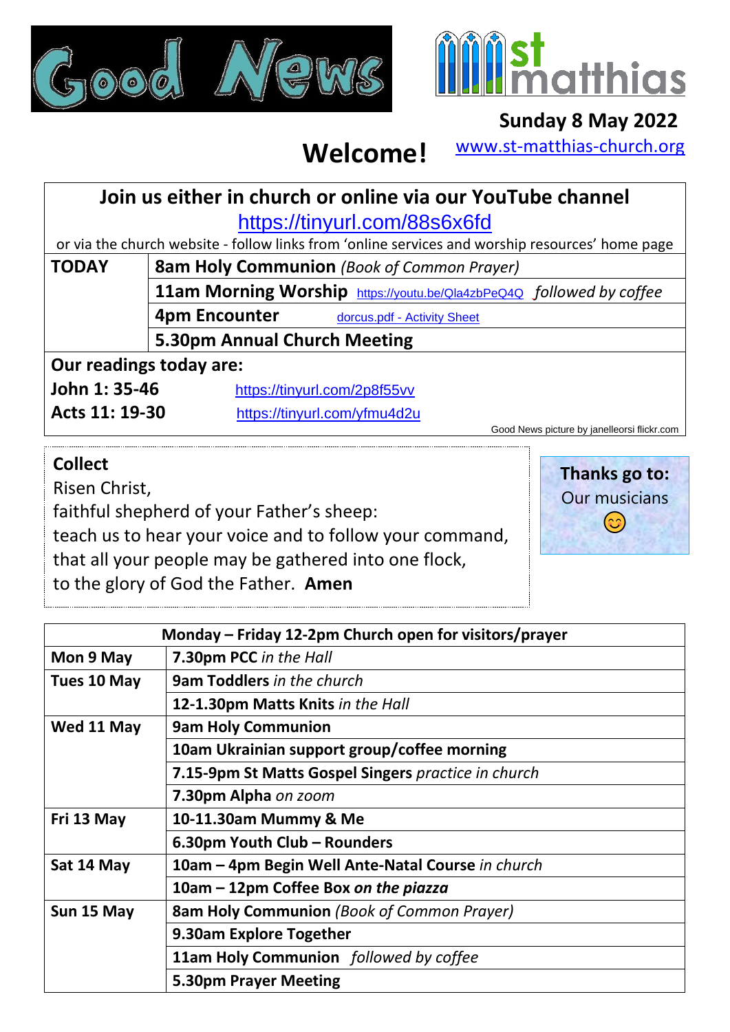# Good News

**st matthias**

**Sunday 8 May 2022**

# Welcome!

www.st-matthias-church.org

| **Join us either in church or online via our YouTube channel** https://tinyurl.com/88s6x6fd or via the church website - follow links from 'online services and worship resources' home page | |
|---|---|
| **TODAY** | **8am Holy Communion** *(Book of Common Prayer)* |
| | **11am Morning Worship** https://youtu.be/Qla4zbPeQ4Q *followed by coffee* |
| | **4pm Encounter** dorcus.pdf - Activity Sheet |
| | **5.30pm Annual Church Meeting** |
| **Our readings today are:** | |
| **John 1: 35-46** | https://tinyurl.com/2p8f55vv |
| **Acts 11: 19-30** | https://tinyurl.com/yfmu4d2u |

Good News picture by janelleorsi flickr.com

## Collect

Risen Christ,
faithful shepherd of your Father's sheep:
teach us to hear your voice and to follow your command,
that all your people may be gathered into one flock,
to the glory of God the Father. **Amen**

**Thanks go to:**
Our musicians
😊

| **Monday – Friday 12-2pm Church open for visitors/prayer** | |
|---|---|
| **Mon 9 May** | **7.30pm PCC** *in the Hall* |
| **Tues 10 May** | **9am Toddlers** *in the church* |
| | **12-1.30pm Matts Knits** *in the Hall* |
| **Wed 11 May** | **9am Holy Communion** |
| | **10am Ukrainian support group/coffee morning** |
| | **7.15-9pm St Matts Gospel Singers** *practice in church* |
| | **7.30pm Alpha** *on zoom* |
| **Fri 13 May** | **10-11.30am Mummy & Me** |
| | **6.30pm Youth Club – Rounders** |
| **Sat 14 May** | **10am – 4pm Begin Well Ante-Natal Course** *in church* |
| | **10am – 12pm Coffee Box** ***on the piazza*** |
| **Sun 15 May** | **8am Holy Communion** *(Book of Common Prayer)* |
| | **9.30am Explore Together** |
| | **11am Holy Communion** *followed by coffee* |
| | **5.30pm Prayer Meeting** |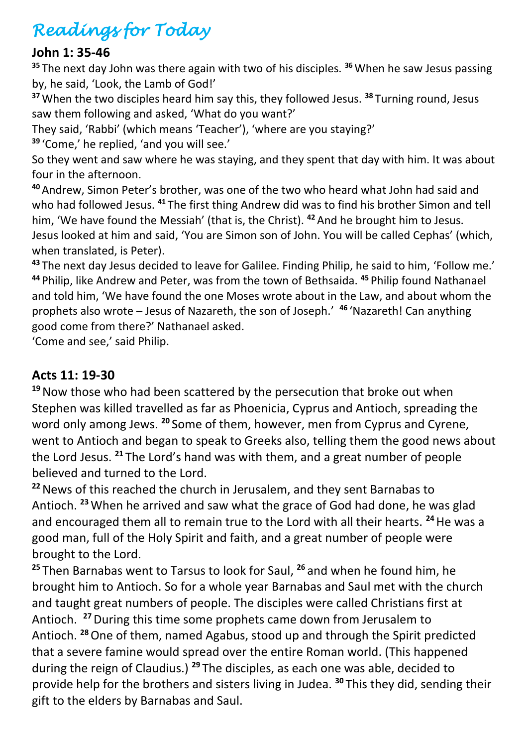# *Readings for Today*

**John 1: 35-46**

[35] The next day John was there again with two of his disciples. [36] When he saw Jesus passing by, he said, 'Look, the Lamb of God!'

[37] When the two disciples heard him say this, they followed Jesus. [38] Turning round, Jesus saw them following and asked, 'What do you want?'

They said, 'Rabbi' (which means 'Teacher'), 'where are you staying?'

[39] 'Come,' he replied, 'and you will see.'

So they went and saw where he was staying, and they spent that day with him. It was about four in the afternoon.

[40] Andrew, Simon Peter's brother, was one of the two who heard what John had said and who had followed Jesus. [41] The first thing Andrew did was to find his brother Simon and tell him, 'We have found the Messiah' (that is, the Christ). [42] And he brought him to Jesus. Jesus looked at him and said, 'You are Simon son of John. You will be called Cephas' (which, when translated, is Peter).

[43] The next day Jesus decided to leave for Galilee. Finding Philip, he said to him, 'Follow me.' [44] Philip, like Andrew and Peter, was from the town of Bethsaida. [45] Philip found Nathanael and told him, 'We have found the one Moses wrote about in the Law, and about whom the prophets also wrote – Jesus of Nazareth, the son of Joseph.' [46] 'Nazareth! Can anything good come from there?' Nathanael asked.

'Come and see,' said Philip.

**Acts 11: 19-30**

[19] Now those who had been scattered by the persecution that broke out when Stephen was killed travelled as far as Phoenicia, Cyprus and Antioch, spreading the word only among Jews. [20] Some of them, however, men from Cyprus and Cyrene, went to Antioch and began to speak to Greeks also, telling them the good news about the Lord Jesus. [21] The Lord's hand was with them, and a great number of people believed and turned to the Lord.

[22] News of this reached the church in Jerusalem, and they sent Barnabas to Antioch. [23] When he arrived and saw what the grace of God had done, he was glad and encouraged them all to remain true to the Lord with all their hearts. [24] He was a good man, full of the Holy Spirit and faith, and a great number of people were brought to the Lord.

[25] Then Barnabas went to Tarsus to look for Saul, [26] and when he found him, he brought him to Antioch. So for a whole year Barnabas and Saul met with the church and taught great numbers of people. The disciples were called Christians first at Antioch. [27] During this time some prophets came down from Jerusalem to Antioch. [28] One of them, named Agabus, stood up and through the Spirit predicted that a severe famine would spread over the entire Roman world. (This happened during the reign of Claudius.) [29] The disciples, as each one was able, decided to provide help for the brothers and sisters living in Judea. [30] This they did, sending their gift to the elders by Barnabas and Saul.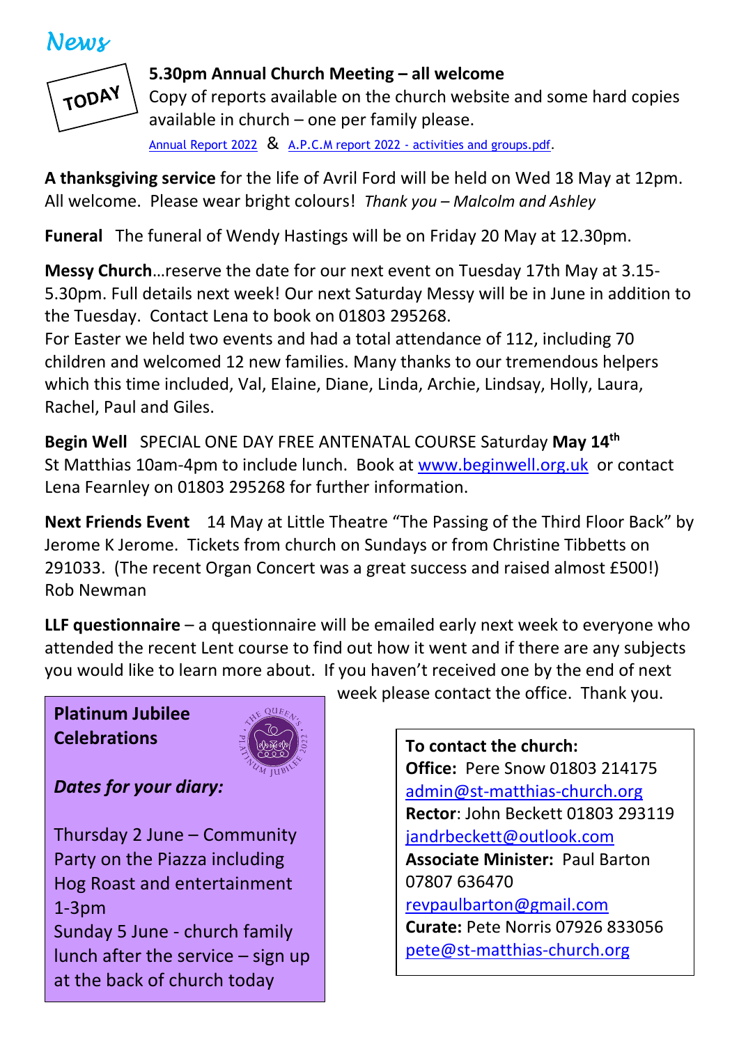# News

TODAY

**5.30pm Annual Church Meeting – all welcome**
Copy of reports available on the church website and some hard copies available in church – one per family please.
Annual Report 2022 & A.P.C.M report 2022 - activities and groups.pdf.

**A thanksgiving service** for the life of Avril Ford will be held on Wed 18 May at 12pm. All welcome. Please wear bright colours! *Thank you – Malcolm and Ashley*

**Funeral** The funeral of Wendy Hastings will be on Friday 20 May at 12.30pm.

**Messy Church**…reserve the date for our next event on Tuesday 17th May at 3.15-5.30pm. Full details next week! Our next Saturday Messy will be in June in addition to the Tuesday. Contact Lena to book on 01803 295268.
For Easter we held two events and had a total attendance of 112, including 70 children and welcomed 12 new families. Many thanks to our tremendous helpers which this time included, Val, Elaine, Diane, Linda, Archie, Lindsay, Holly, Laura, Rachel, Paul and Giles.

**Begin Well** SPECIAL ONE DAY FREE ANTENATAL COURSE Saturday **May 14th** St Matthias 10am-4pm to include lunch. Book at www.beginwell.org.uk or contact Lena Fearnley on 01803 295268 for further information.

**Next Friends Event** 14 May at Little Theatre "The Passing of the Third Floor Back" by Jerome K Jerome. Tickets from church on Sundays or from Christine Tibbetts on 291033. (The recent Organ Concert was a great success and raised almost £500!) Rob Newman

**LLF questionnaire** – a questionnaire will be emailed early next week to everyone who attended the recent Lent course to find out how it went and if there are any subjects you would like to learn more about. If you haven't received one by the end of next week please contact the office. Thank you.

**Platinum Jubilee Celebrations**

***Dates for your diary:***

Thursday 2 June – Community Party on the Piazza including Hog Roast and entertainment 1-3pm
Sunday 5 June - church family lunch after the service – sign up at the back of church today

**To contact the church:**
**Office:** Pere Snow 01803 214175
admin@st-matthias-church.org
**Rector**: John Beckett 01803 293119
jandrbeckett@outlook.com
**Associate Minister:** Paul Barton 07807 636470
revpaulbarton@gmail.com
**Curate:** Pete Norris 07926 833056
pete@st-matthias-church.org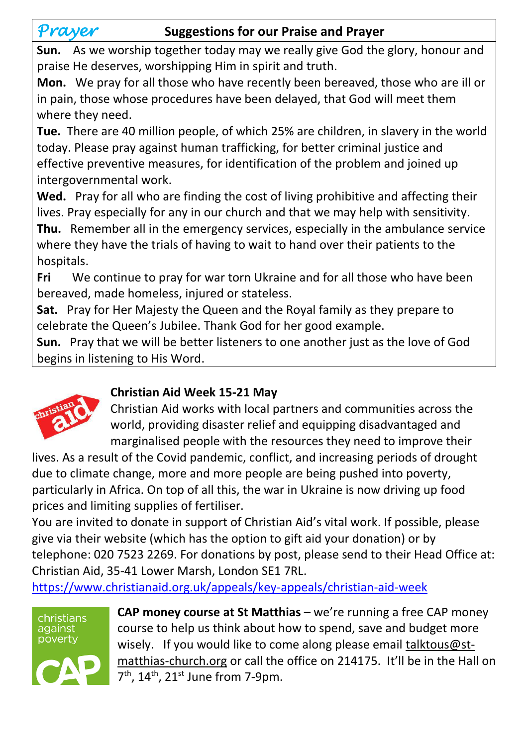## *Prayer* Suggestions for our Praise and Prayer

**Sun.** As we worship together today may we really give God the glory, honour and praise He deserves, worshipping Him in spirit and truth.

**Mon.** We pray for all those who have recently been bereaved, those who are ill or in pain, those whose procedures have been delayed, that God will meet them where they need.

**Tue.** There are 40 million people, of which 25% are children, in slavery in the world today. Please pray against human trafficking, for better criminal justice and effective preventive measures, for identification of the problem and joined up intergovernmental work.

**Wed.** Pray for all who are finding the cost of living prohibitive and affecting their lives. Pray especially for any in our church and that we may help with sensitivity.

**Thu.** Remember all in the emergency services, especially in the ambulance service where they have the trials of having to wait to hand over their patients to the hospitals.

**Fri** We continue to pray for war torn Ukraine and for all those who have been bereaved, made homeless, injured or stateless.

**Sat.** Pray for Her Majesty the Queen and the Royal family as they prepare to celebrate the Queen's Jubilee. Thank God for her good example.

**Sun.** Pray that we will be better listeners to one another just as the love of God begins in listening to His Word.

**Christian Aid Week 15-21 May**

Christian Aid works with local partners and communities across the world, providing disaster relief and equipping disadvantaged and marginalised people with the resources they need to improve their lives. As a result of the Covid pandemic, conflict, and increasing periods of drought due to climate change, more and more people are being pushed into poverty, particularly in Africa. On top of all this, the war in Ukraine is now driving up food prices and limiting supplies of fertiliser.

You are invited to donate in support of Christian Aid's vital work. If possible, please give via their website (which has the option to gift aid your donation) or by telephone: 020 7523 2269. For donations by post, please send to their Head Office at: Christian Aid, 35-41 Lower Marsh, London SE1 7RL.

https://www.christianaid.org.uk/appeals/key-appeals/christian-aid-week

**CAP money course at St Matthias** – we're running a free CAP money course to help us think about how to spend, save and budget more wisely. If you would like to come along please email talktous@st-matthias-church.org or call the office on 214175. It'll be in the Hall on 7th, 14th, 21st June from 7-9pm.